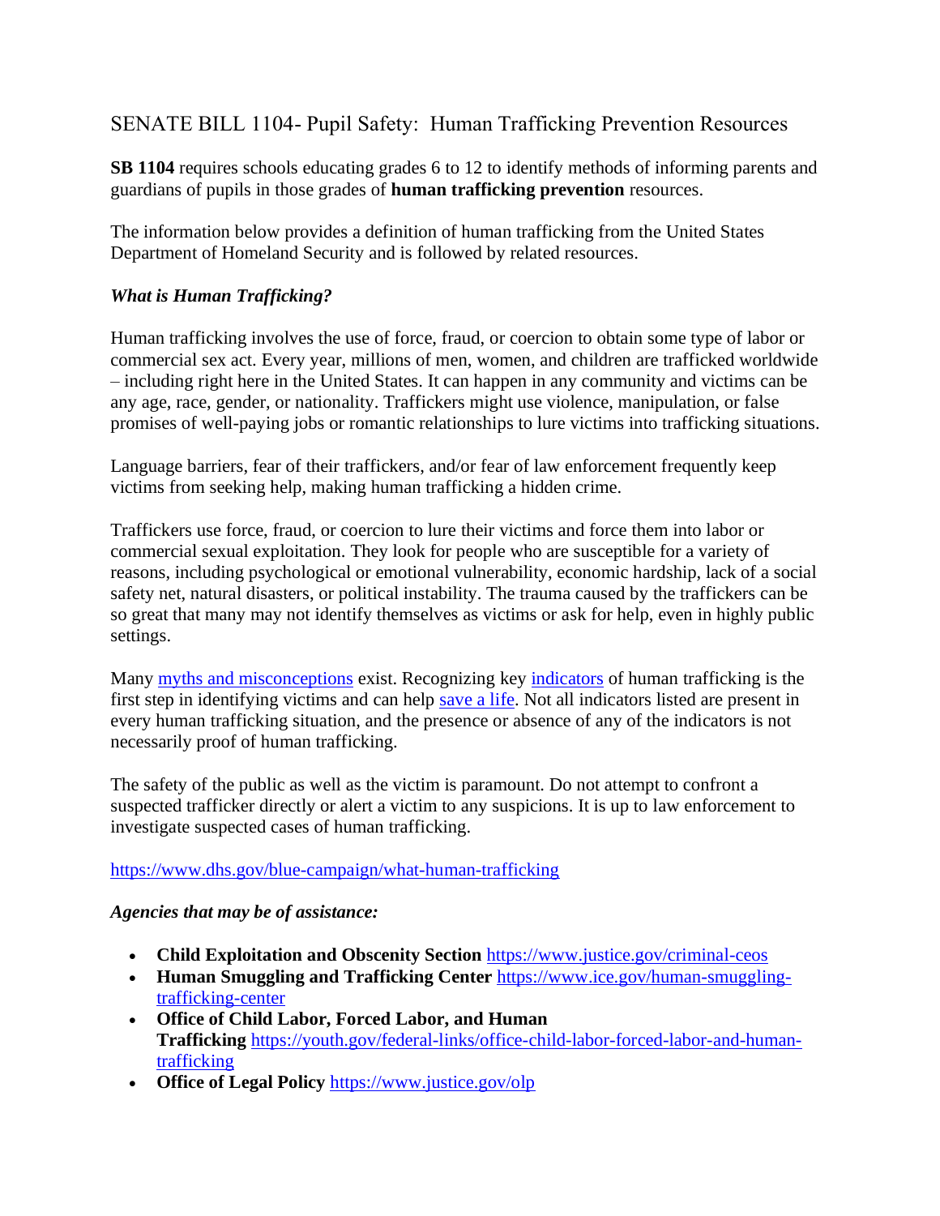# SENATE BILL 1104- Pupil Safety: Human Trafficking Prevention Resources

**SB 1104** requires schools educating grades 6 to 12 to identify methods of informing parents and guardians of pupils in those grades of **human trafficking prevention** resources.

The information below provides a definition of human trafficking from the United States Department of Homeland Security and is followed by related resources.

***What is Human Trafficking?***

Human trafficking involves the use of force, fraud, or coercion to obtain some type of labor or commercial sex act. Every year, millions of men, women, and children are trafficked worldwide – including right here in the United States. It can happen in any community and victims can be any age, race, gender, or nationality. Traffickers might use violence, manipulation, or false promises of well-paying jobs or romantic relationships to lure victims into trafficking situations.

Language barriers, fear of their traffickers, and/or fear of law enforcement frequently keep victims from seeking help, making human trafficking a hidden crime.

Traffickers use force, fraud, or coercion to lure their victims and force them into labor or commercial sexual exploitation. They look for people who are susceptible for a variety of reasons, including psychological or emotional vulnerability, economic hardship, lack of a social safety net, natural disasters, or political instability. The trauma caused by the traffickers can be so great that many may not identify themselves as victims or ask for help, even in highly public settings.

Many myths and misconceptions exist. Recognizing key indicators of human trafficking is the first step in identifying victims and can help save a life. Not all indicators listed are present in every human trafficking situation, and the presence or absence of any of the indicators is not necessarily proof of human trafficking.

The safety of the public as well as the victim is paramount. Do not attempt to confront a suspected trafficker directly or alert a victim to any suspicions. It is up to law enforcement to investigate suspected cases of human trafficking.

https://www.dhs.gov/blue-campaign/what-human-trafficking

***Agencies that may be of assistance:***

- **Child Exploitation and Obscenity Section** https://www.justice.gov/criminal-ceos
- **Human Smuggling and Trafficking Center** https://www.ice.gov/human-smuggling-trafficking-center
- **Office of Child Labor, Forced Labor, and Human Trafficking** https://youth.gov/federal-links/office-child-labor-forced-labor-and-human-trafficking
- **Office of Legal Policy** https://www.justice.gov/olp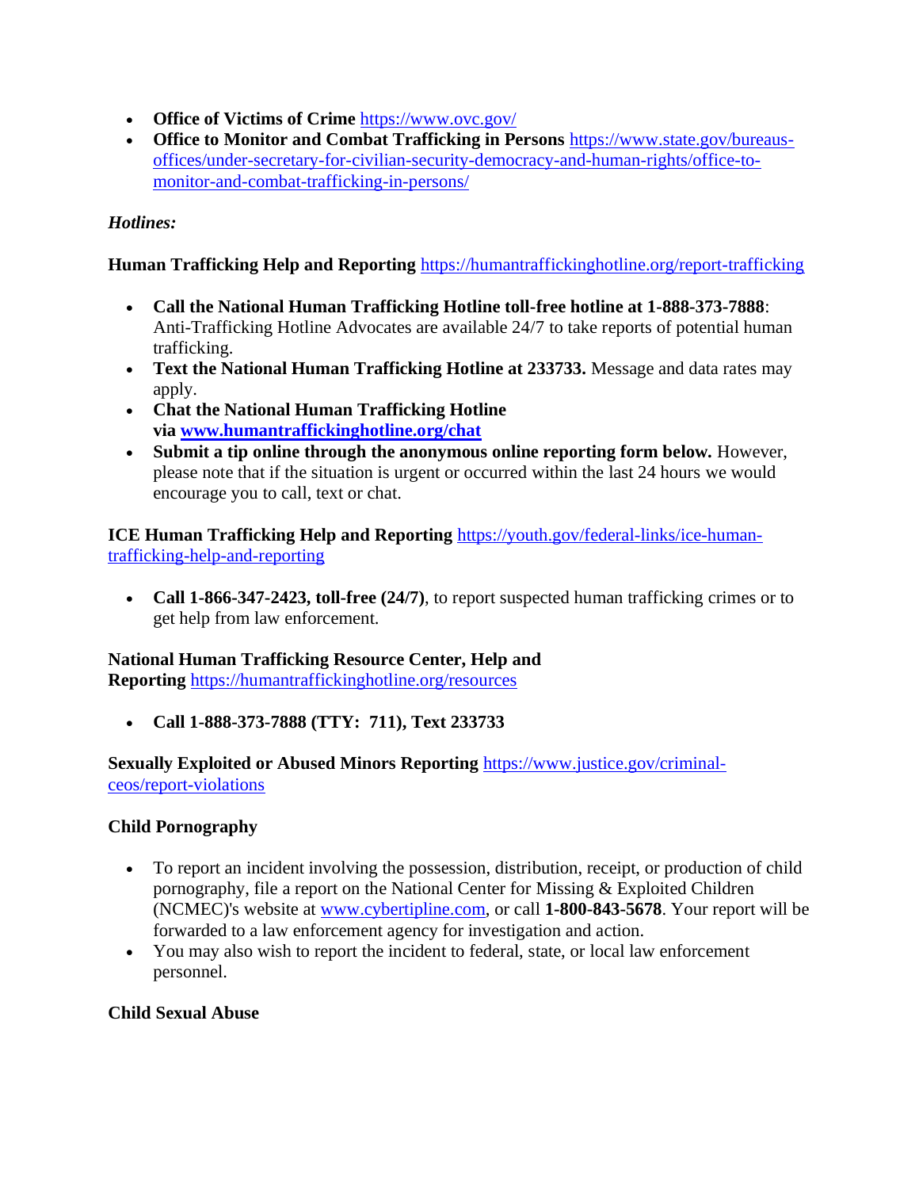- **Office of Victims of Crime** https://www.ovc.gov/
- **Office to Monitor and Combat Trafficking in Persons** https://www.state.gov/bureaus-offices/under-secretary-for-civilian-security-democracy-and-human-rights/office-to-monitor-and-combat-trafficking-in-persons/

*Hotlines:*

**Human Trafficking Help and Reporting** https://humantraffickinghotline.org/report-trafficking

- **Call the National Human Trafficking Hotline toll-free hotline at 1-888-373-7888**: Anti-Trafficking Hotline Advocates are available 24/7 to take reports of potential human trafficking.
- **Text the National Human Trafficking Hotline at 233733.** Message and data rates may apply.
- **Chat the National Human Trafficking Hotline via www.humantraffickinghotline.org/chat**
- **Submit a tip online through the anonymous online reporting form below.** However, please note that if the situation is urgent or occurred within the last 24 hours we would encourage you to call, text or chat.

**ICE Human Trafficking Help and Reporting** https://youth.gov/federal-links/ice-human-trafficking-help-and-reporting

- **Call 1-866-347-2423, toll-free (24/7)**, to report suspected human trafficking crimes or to get help from law enforcement.

**National Human Trafficking Resource Center, Help and Reporting** https://humantraffickinghotline.org/resources

- **Call 1-888-373-7888 (TTY: 711), Text 233733**

**Sexually Exploited or Abused Minors Reporting** https://www.justice.gov/criminal-ceos/report-violations

**Child Pornography**

- To report an incident involving the possession, distribution, receipt, or production of child pornography, file a report on the National Center for Missing & Exploited Children (NCMEC)'s website at www.cybertipline.com, or call **1-800-843-5678**. Your report will be forwarded to a law enforcement agency for investigation and action.
- You may also wish to report the incident to federal, state, or local law enforcement personnel.

**Child Sexual Abuse**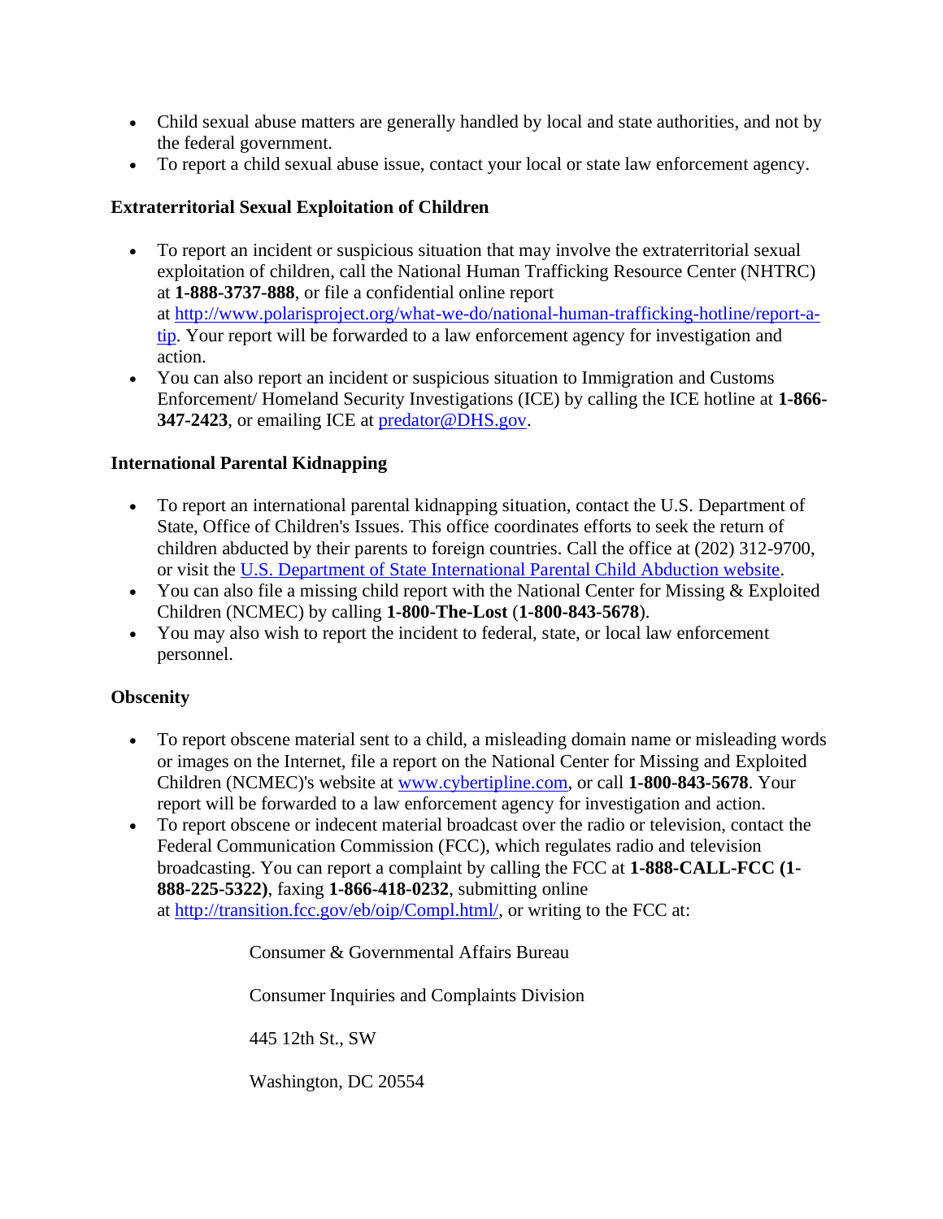- Child sexual abuse matters are generally handled by local and state authorities, and not by the federal government.
- To report a child sexual abuse issue, contact your local or state law enforcement agency.

**Extraterritorial Sexual Exploitation of Children**

- To report an incident or suspicious situation that may involve the extraterritorial sexual exploitation of children, call the National Human Trafficking Resource Center (NHTRC) at **1-888-3737-888**, or file a confidential online report at [http://www.polarisproject.org/what-we-do/national-human-trafficking-hotline/report-a-tip](http://www.polarisproject.org/what-we-do/national-human-trafficking-hotline/report-a-tip). Your report will be forwarded to a law enforcement agency for investigation and action.
- You can also report an incident or suspicious situation to Immigration and Customs Enforcement/ Homeland Security Investigations (ICE) by calling the ICE hotline at **1-866-347-2423**, or emailing ICE at [predator@DHS.gov](mailto:predator@DHS.gov).

**International Parental Kidnapping**

- To report an international parental kidnapping situation, contact the U.S. Department of State, Office of Children's Issues. This office coordinates efforts to seek the return of children abducted by their parents to foreign countries. Call the office at (202) 312-9700, or visit the U.S. Department of State International Parental Child Abduction website.
- You can also file a missing child report with the National Center for Missing & Exploited Children (NCMEC) by calling **1-800-The-Lost** (**1-800-843-5678**).
- You may also wish to report the incident to federal, state, or local law enforcement personnel.

**Obscenity**

- To report obscene material sent to a child, a misleading domain name or misleading words or images on the Internet, file a report on the National Center for Missing and Exploited Children (NCMEC)'s website at [www.cybertipline.com](http://www.cybertipline.com), or call **1-800-843-5678**. Your report will be forwarded to a law enforcement agency for investigation and action.
- To report obscene or indecent material broadcast over the radio or television, contact the Federal Communication Commission (FCC), which regulates radio and television broadcasting. You can report a complaint by calling the FCC at **1-888-CALL-FCC (1-888-225-5322)**, faxing **1-866-418-0232**, submitting online at [http://transition.fcc.gov/eb/oip/Compl.html/](http://transition.fcc.gov/eb/oip/Compl.html/), or writing to the FCC at:

  Consumer & Governmental Affairs Bureau

  Consumer Inquiries and Complaints Division

  445 12th St., SW

  Washington, DC 20554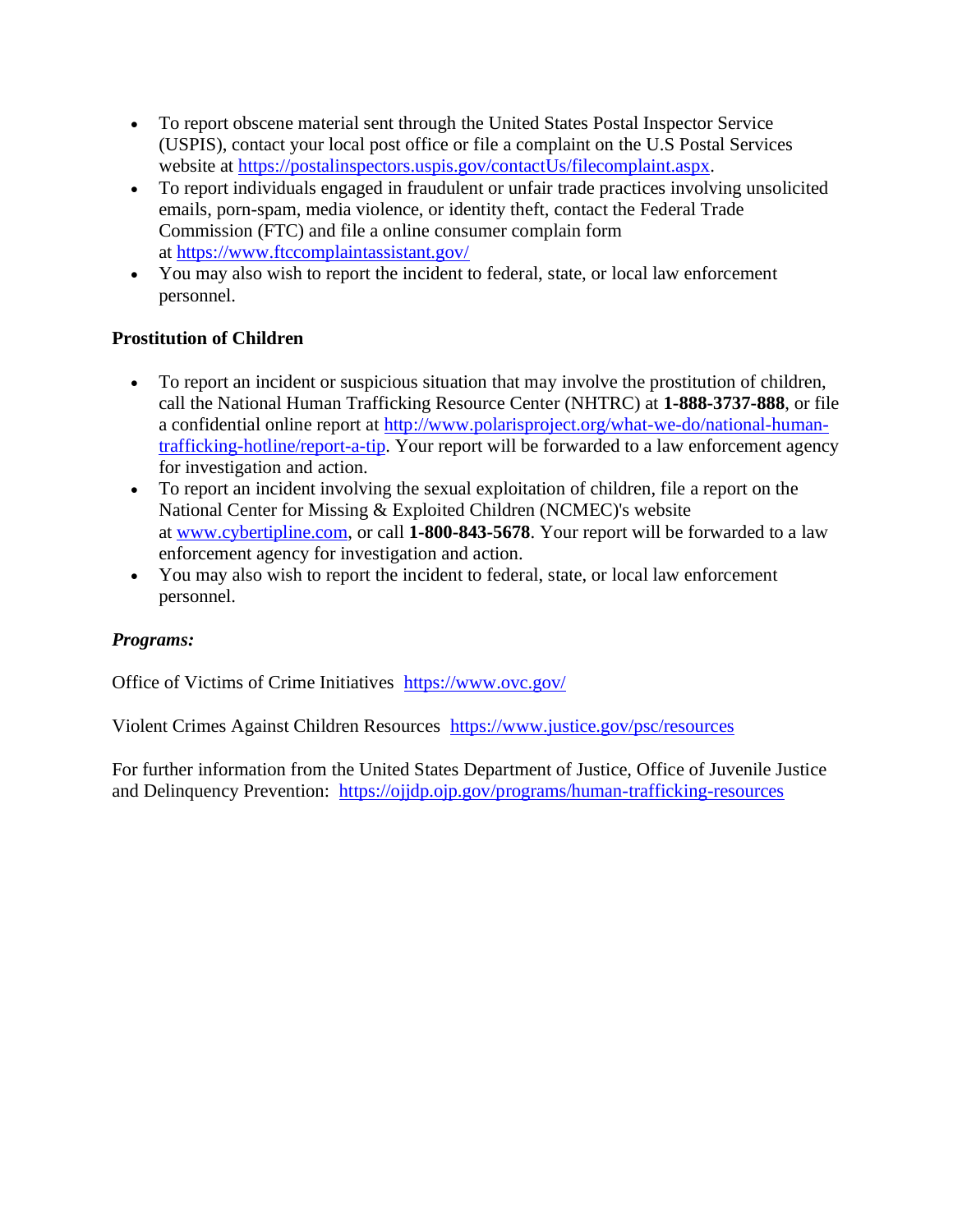- To report obscene material sent through the United States Postal Inspector Service (USPIS), contact your local post office or file a complaint on the U.S Postal Services website at https://postalinspectors.uspis.gov/contactUs/filecomplaint.aspx.
- To report individuals engaged in fraudulent or unfair trade practices involving unsolicited emails, porn-spam, media violence, or identity theft, contact the Federal Trade Commission (FTC) and file a online consumer complain form at https://www.ftccomplaintassistant.gov/
- You may also wish to report the incident to federal, state, or local law enforcement personnel.

**Prostitution of Children**

- To report an incident or suspicious situation that may involve the prostitution of children, call the National Human Trafficking Resource Center (NHTRC) at **1-888-3737-888**, or file a confidential online report at http://www.polarisproject.org/what-we-do/national-human-trafficking-hotline/report-a-tip. Your report will be forwarded to a law enforcement agency for investigation and action.
- To report an incident involving the sexual exploitation of children, file a report on the National Center for Missing & Exploited Children (NCMEC)'s website at www.cybertipline.com, or call **1-800-843-5678**. Your report will be forwarded to a law enforcement agency for investigation and action.
- You may also wish to report the incident to federal, state, or local law enforcement personnel.

***Programs:***

Office of Victims of Crime Initiatives https://www.ovc.gov/

Violent Crimes Against Children Resources https://www.justice.gov/psc/resources

For further information from the United States Department of Justice, Office of Juvenile Justice and Delinquency Prevention: https://ojjdp.ojp.gov/programs/human-trafficking-resources